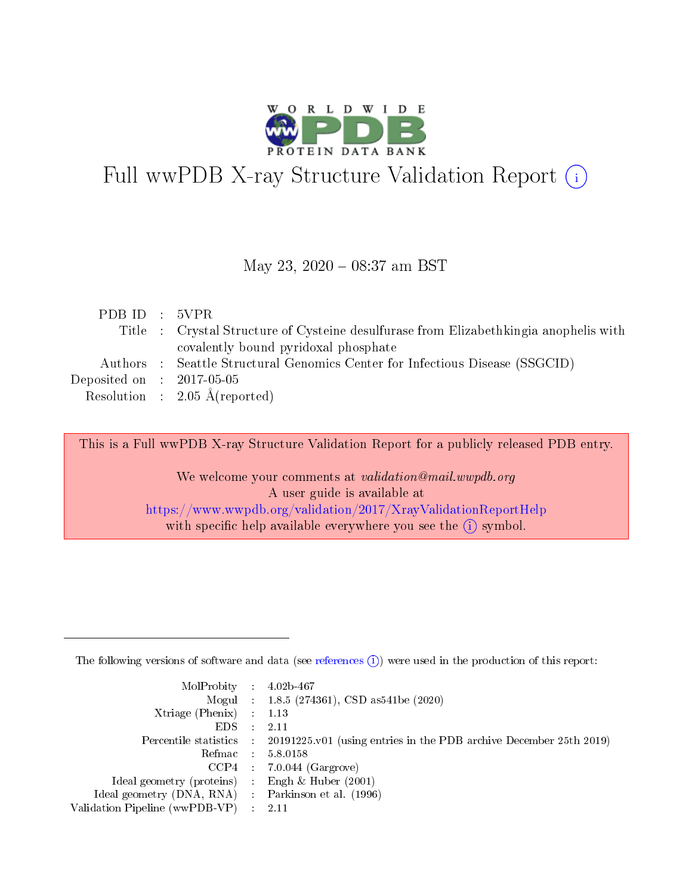# Full wwPDB X-ray Structure Validation Report (i)

May 23, 2020 – 08:37 am BST

| | | |
|---|---|---|
| PDB ID | : | 5VPR |
| Title | : | Crystal Structure of Cysteine desulfurase from Elizabethkingia anophelis with covalently bound pyridoxal phosphate |
| Authors | : | Seattle Structural Genomics Center for Infectious Disease (SSGCID) |
| Deposited on | : | 2017-05-05 |
| Resolution | : | 2.05 Å(reported) |

This is a Full wwPDB X-ray Structure Validation Report for a publicly released PDB entry.

We welcome your comments at *validation@mail.wwpdb.org*
A user guide is available at
https://www.wwpdb.org/validation/2017/XrayValidationReportHelp
with specific help available everywhere you see the (i) symbol.

---

The following versions of software and data (see references (i)) were used in the production of this report:

| | | |
|---|---|---|
| MolProbity | : | 4.02b-467 |
| Mogul | : | 1.8.5 (274361), CSD as541be (2020) |
| Xtriage (Phenix) | : | 1.13 |
| EDS | : | 2.11 |
| Percentile statistics | : | 20191225.v01 (using entries in the PDB archive December 25th 2019) |
| Refmac | : | 5.8.0158 |
| CCP4 | : | 7.0.044 (Gargrove) |
| Ideal geometry (proteins) | : | Engh & Huber (2001) |
| Ideal geometry (DNA, RNA) | : | Parkinson et al. (1996) |
| Validation Pipeline (wwPDB-VP) | : | 2.11 |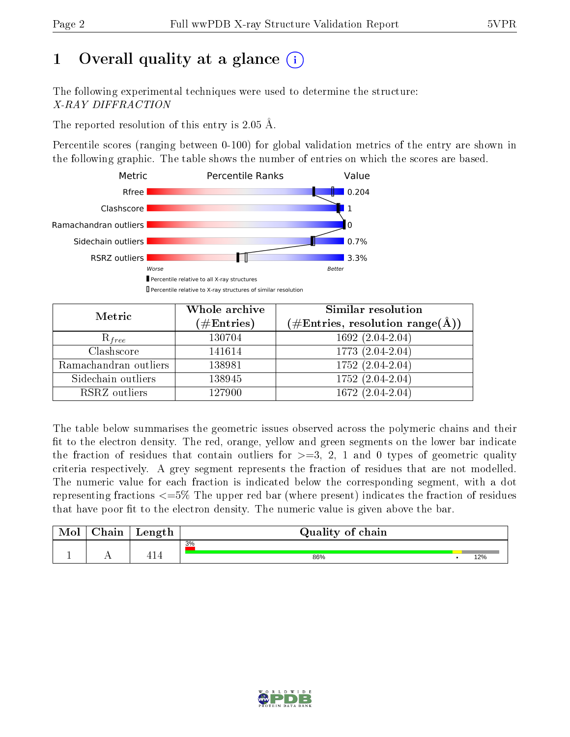# 1 Overall quality at a glance

The following experimental techniques were used to determine the structure:
*X-RAY DIFFRACTION*

The reported resolution of this entry is 2.05 Å.

Percentile scores (ranging between 0-100) for global validation metrics of the entry are shown in the following graphic. The table shows the number of entries on which the scores are based.

| Metric | Value |
|---|---|
| Rfree | 0.204 |
| Clashscore | 1 |
| Ramachandran outliers | 0 |
| Sidechain outliers | 0.7% |
| RSRZ outliers | 3.3% |

Worse — Better

Percentile relative to all X-ray structures

Percentile relative to X-ray structures of similar resolution

| Metric | Whole archive (#Entries) | Similar resolution (#Entries, resolution range(Å)) |
|---|---|---|
| $R_{free}$ | 130704 | 1692 (2.04-2.04) |
| Clashscore | 141614 | 1773 (2.04-2.04) |
| Ramachandran outliers | 138981 | 1752 (2.04-2.04) |
| Sidechain outliers | 138945 | 1752 (2.04-2.04) |
| RSRZ outliers | 127900 | 1672 (2.04-2.04) |

The table below summarises the geometric issues observed across the polymeric chains and their fit to the electron density. The red, orange, yellow and green segments on the lower bar indicate the fraction of residues that contain outliers for >=3, 2, 1 and 0 types of geometric quality criteria respectively. A grey segment represents the fraction of residues that are not modelled. The numeric value for each fraction is indicated below the corresponding segment, with a dot representing fractions <=5% The upper red bar (where present) indicates the fraction of residues that have poor fit to the electron density. The numeric value is given above the bar.

| Mol | Chain | Length | Quality of chain |
|---|---|---|---|
| 1 | A | 414 | 3% (poor fit); 86% green, • yellow, 12% grey |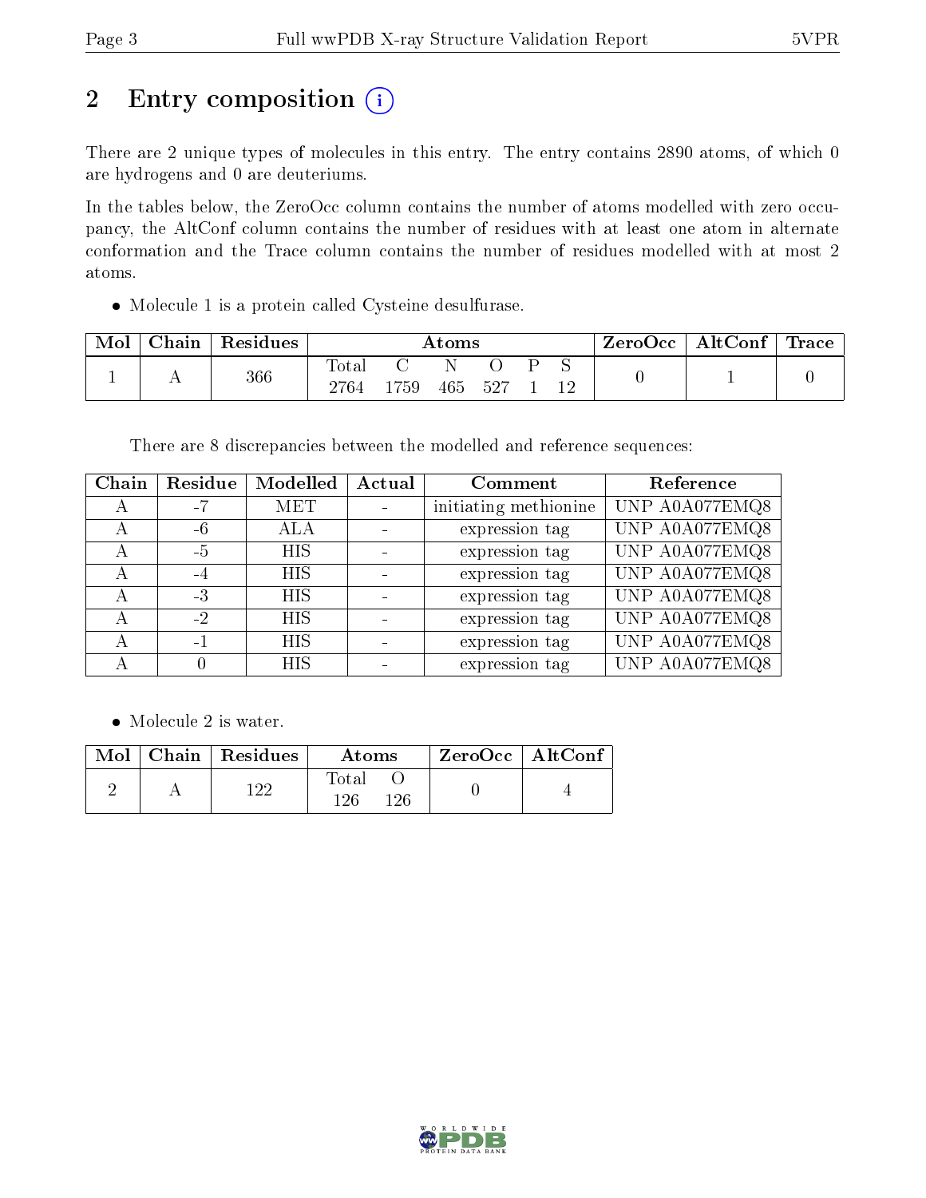# 2 Entry composition

There are 2 unique types of molecules in this entry. The entry contains 2890 atoms, of which 0 are hydrogens and 0 are deuteriums.

In the tables below, the ZeroOcc column contains the number of atoms modelled with zero occupancy, the AltConf column contains the number of residues with at least one atom in alternate conformation and the Trace column contains the number of residues modelled with at most 2 atoms.

- Molecule 1 is a protein called Cysteine desulfurase.

| Mol | Chain | Residues | Atoms | | | | | | ZeroOcc | AltConf | Trace |
|---|---|---|---|---|---|---|---|---|---|---|---|
| 1 | A | 366 | Total 2764 | C 1759 | N 465 | O 527 | P 1 | S 12 | 0 | 1 | 0 |

There are 8 discrepancies between the modelled and reference sequences:

| Chain | Residue | Modelled | Actual | Comment | Reference |
|---|---|---|---|---|---|
| A | -7 | MET | - | initiating methionine | UNP A0A077EMQ8 |
| A | -6 | ALA | - | expression tag | UNP A0A077EMQ8 |
| A | -5 | HIS | - | expression tag | UNP A0A077EMQ8 |
| A | -4 | HIS | - | expression tag | UNP A0A077EMQ8 |
| A | -3 | HIS | - | expression tag | UNP A0A077EMQ8 |
| A | -2 | HIS | - | expression tag | UNP A0A077EMQ8 |
| A | -1 | HIS | - | expression tag | UNP A0A077EMQ8 |
| A | 0 | HIS | - | expression tag | UNP A0A077EMQ8 |

- Molecule 2 is water.

| Mol | Chain | Residues | Atoms | | ZeroOcc | AltConf |
|---|---|---|---|---|---|---|
| 2 | A | 122 | Total 126 | O 126 | 0 | 4 |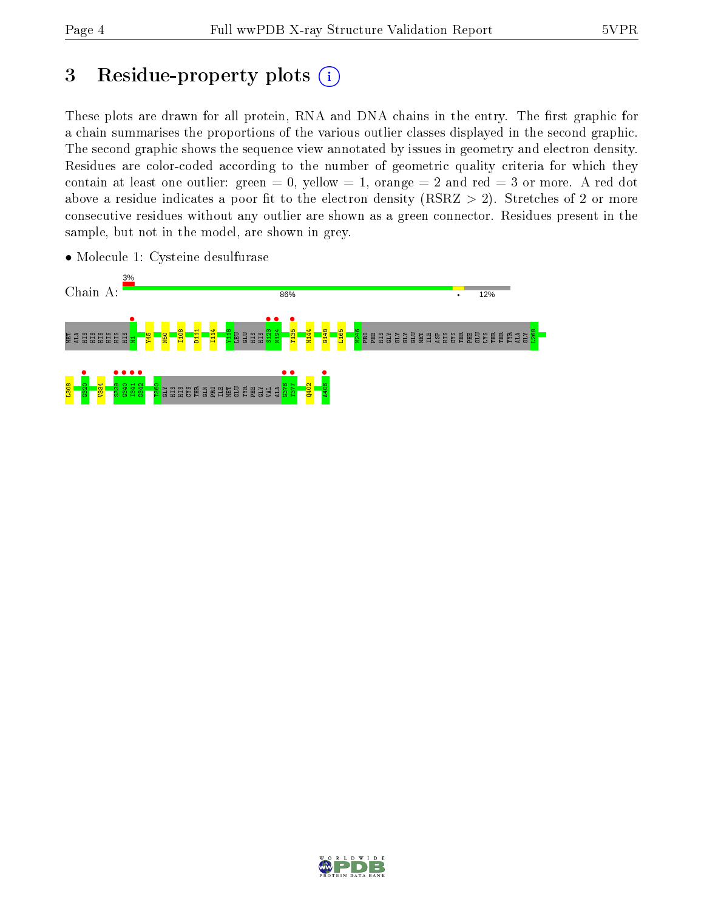# 3 Residue-property plots

These plots are drawn for all protein, RNA and DNA chains in the entry. The first graphic for a chain summarises the proportions of the various outlier classes displayed in the second graphic. The second graphic shows the sequence view annotated by issues in geometry and electron density. Residues are color-coded according to the number of geometric quality criteria for which they contain at least one outlier: green = 0, yellow = 1, orange = 2 and red = 3 or more. A red dot above a residue indicates a poor fit to the electron density (RSRZ > 2). Stretches of 2 or more consecutive residues without any outlier are shown as a green connector. Residues present in the sample, but not in the model, are shown in grey.

- Molecule 1: Cysteine desulfurase

Chain A: 3% | 86% | • | 12%

MET ALA HIS HIS HIS HIS HIS HIS M1 Y45 N50 I108 D111 I114 Y118 LEU GLU HIS HIS S123 N124 T135 M144 G148 L165 M246 PRO PHE HIS GLY GLY GLY GLU MET ILE ASP HIS CYS THR PHE GLU LYS THR THR TYR ALA GLY L268

L308 G320 V334 S339 G340 I341 G342 T360 GLY HIS HIS CYS THR GLN PRO ILE MET GLU TYR PHE GLY VAL ALA G376 T377 Q402 A406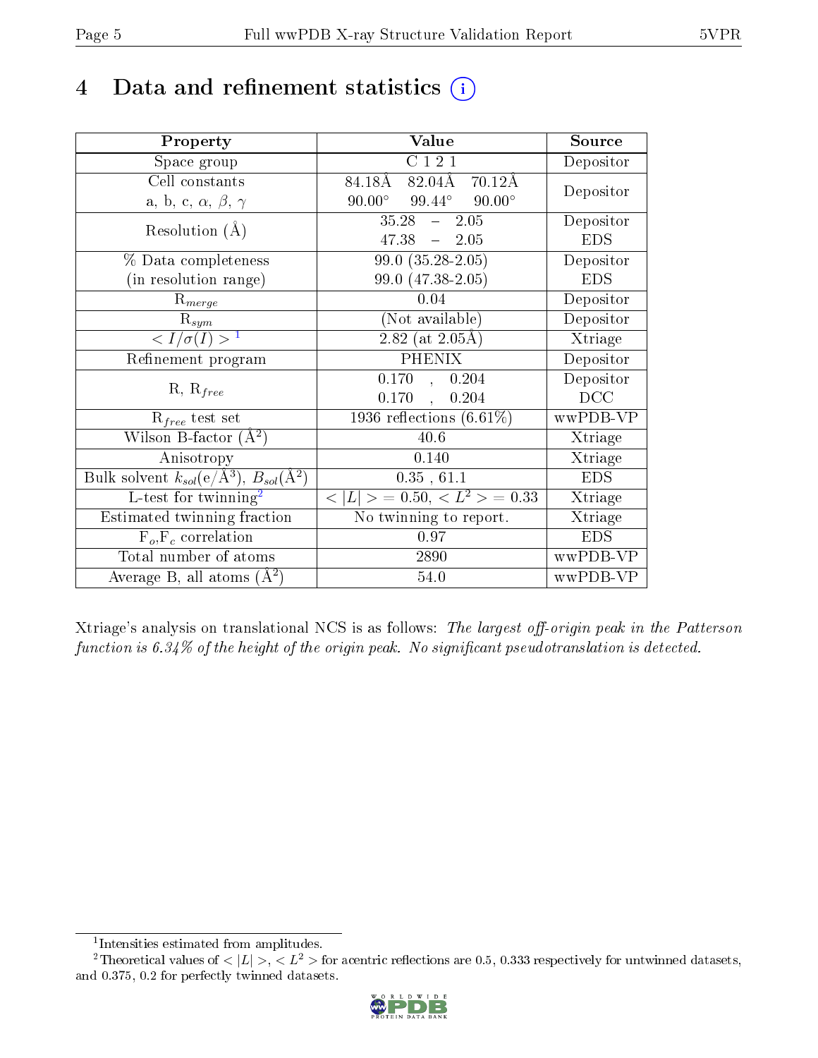# 4 Data and refinement statistics (i)

| Property | Value | Source |
|---|---|---|
| Space group | C 1 2 1 | Depositor |
| Cell constants<br>a, b, c, $\alpha$, $\beta$, $\gamma$ | 84.18Å 82.04Å 70.12Å<br>90.00° 99.44° 90.00° | Depositor |
| Resolution (Å) | 35.28 – 2.05<br>47.38 – 2.05 | Depositor<br>EDS |
| % Data completeness<br>(in resolution range) | 99.0 (35.28-2.05)<br>99.0 (47.38-2.05) | Depositor<br>EDS |
| $R_{merge}$ | 0.04 | Depositor |
| $R_{sym}$ | (Not available) | Depositor |
| $< I/\sigma(I) >$ [1] | 2.82 (at 2.05Å) | Xtriage |
| Refinement program | PHENIX | Depositor |
| R, $R_{free}$ | 0.170 , 0.204<br>0.170 , 0.204 | Depositor<br>DCC |
| $R_{free}$ test set | 1936 reflections (6.61%) | wwPDB-VP |
| Wilson B-factor (Å$^2$) | 40.6 | Xtriage |
| Anisotropy | 0.140 | Xtriage |
| Bulk solvent $k_{sol}$(e/Å$^3$), $B_{sol}$(Å$^2$) | 0.35 , 61.1 | EDS |
| L-test for twinning[2] | $< \|L\| >$ = 0.50, $< L^2 >$ = 0.33 | Xtriage |
| Estimated twinning fraction | No twinning to report. | Xtriage |
| $F_o$,$F_c$ correlation | 0.97 | EDS |
| Total number of atoms | 2890 | wwPDB-VP |
| Average B, all atoms (Å$^2$) | 54.0 | wwPDB-VP |

Xtriage's analysis on translational NCS is as follows: *The largest off-origin peak in the Patterson function is 6.34% of the height of the origin peak. No significant pseudotranslation is detected.*

[1] Intensities estimated from amplitudes.

[2] Theoretical values of $< |L| >$, $< L^2 >$ for acentric reflections are 0.5, 0.333 respectively for untwinned datasets, and 0.375, 0.2 for perfectly twinned datasets.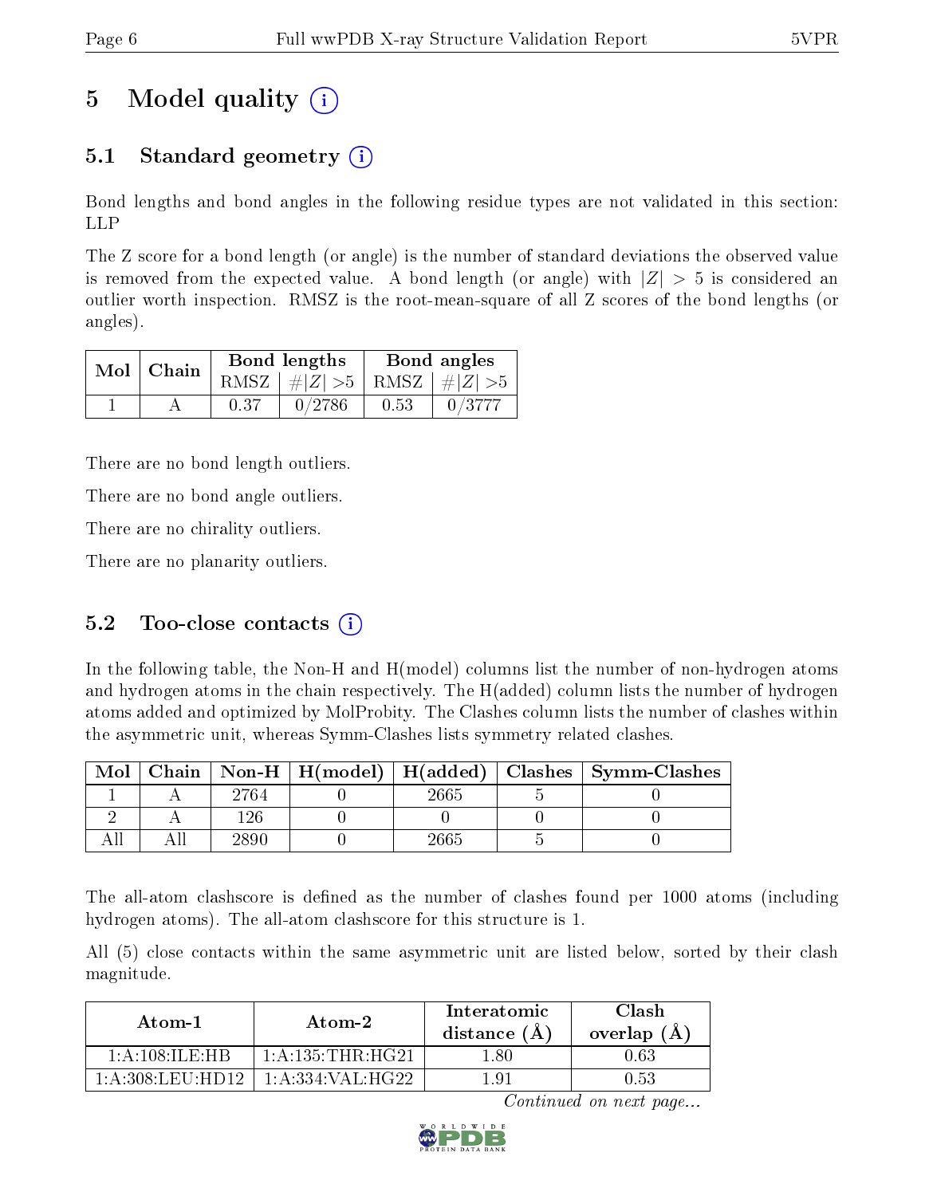# 5 Model quality (i)

## 5.1 Standard geometry (i)

Bond lengths and bond angles in the following residue types are not validated in this section: LLP

The Z score for a bond length (or angle) is the number of standard deviations the observed value is removed from the expected value. A bond length (or angle) with $|Z| > 5$ is considered an outlier worth inspection. RMSZ is the root-mean-square of all Z scores of the bond lengths (or angles).

| Mol | Chain | Bond lengths | | Bond angles | |
|---|---|---|---|---|---|
| | | RMSZ | $\#\|Z\| > 5$ | RMSZ | $\#\|Z\| > 5$ |
| 1 | A | 0.37 | 0/2786 | 0.53 | 0/3777 |

There are no bond length outliers.

There are no bond angle outliers.

There are no chirality outliers.

There are no planarity outliers.

## 5.2 Too-close contacts (i)

In the following table, the Non-H and H(model) columns list the number of non-hydrogen atoms and hydrogen atoms in the chain respectively. The H(added) column lists the number of hydrogen atoms added and optimized by MolProbity. The Clashes column lists the number of clashes within the asymmetric unit, whereas Symm-Clashes lists symmetry related clashes.

| Mol | Chain | Non-H | H(model) | H(added) | Clashes | Symm-Clashes |
|---|---|---|---|---|---|---|
| 1 | A | 2764 | 0 | 2665 | 5 | 0 |
| 2 | A | 126 | 0 | 0 | 0 | 0 |
| All | All | 2890 | 0 | 2665 | 5 | 0 |

The all-atom clashscore is defined as the number of clashes found per 1000 atoms (including hydrogen atoms). The all-atom clashscore for this structure is 1.

All (5) close contacts within the same asymmetric unit are listed below, sorted by their clash magnitude.

| Atom-1 | Atom-2 | Interatomic distance (Å) | Clash overlap (Å) |
|---|---|---|---|
| 1:A:108:ILE:HB | 1:A:135:THR:HG21 | 1.80 | 0.63 |
| 1:A:308:LEU:HD12 | 1:A:334:VAL:HG22 | 1.91 | 0.53 |

*Continued on next page...*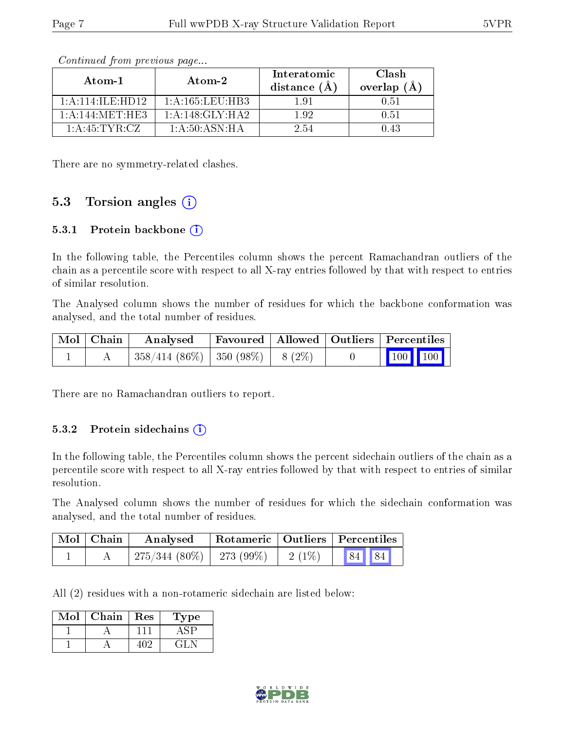*Continued from previous page...*

| Atom-1 | Atom-2 | Interatomic distance (Å) | Clash overlap (Å) |
|---|---|---|---|
| 1:A:114:ILE:HD12 | 1:A:165:LEU:HB3 | 1.91 | 0.51 |
| 1:A:144:MET:HE3 | 1:A:148:GLY:HA2 | 1.92 | 0.51 |
| 1:A:45:TYR:CZ | 1:A:50:ASN:HA | 2.54 | 0.43 |

There are no symmetry-related clashes.

## 5.3 Torsion angles (i)

### 5.3.1 Protein backbone (i)

In the following table, the Percentiles column shows the percent Ramachandran outliers of the chain as a percentile score with respect to all X-ray entries followed by that with respect to entries of similar resolution.

The Analysed column shows the number of residues for which the backbone conformation was analysed, and the total number of residues.

| Mol | Chain | Analysed | Favoured | Allowed | Outliers | Percentiles | |
|---|---|---|---|---|---|---|---|
| 1 | A | 358/414 (86%) | 350 (98%) | 8 (2%) | 0 | 100 | 100 |

There are no Ramachandran outliers to report.

### 5.3.2 Protein sidechains (i)

In the following table, the Percentiles column shows the percent sidechain outliers of the chain as a percentile score with respect to all X-ray entries followed by that with respect to entries of similar resolution.

The Analysed column shows the number of residues for which the sidechain conformation was analysed, and the total number of residues.

| Mol | Chain | Analysed | Rotameric | Outliers | Percentiles | |
|---|---|---|---|---|---|---|
| 1 | A | 275/344 (80%) | 273 (99%) | 2 (1%) | 84 | 84 |

All (2) residues with a non-rotameric sidechain are listed below:

| Mol | Chain | Res | Type |
|---|---|---|---|
| 1 | A | 111 | ASP |
| 1 | A | 402 | GLN |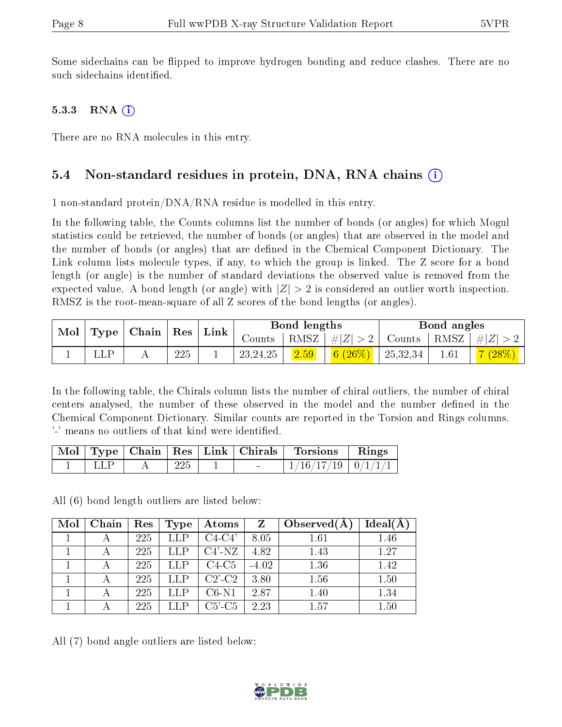Some sidechains can be flipped to improve hydrogen bonding and reduce clashes. There are no such sidechains identified.

### 5.3.3 RNA (i)

There are no RNA molecules in this entry.

## 5.4 Non-standard residues in protein, DNA, RNA chains (i)

1 non-standard protein/DNA/RNA residue is modelled in this entry.

In the following table, the Counts columns list the number of bonds (or angles) for which Mogul statistics could be retrieved, the number of bonds (or angles) that are observed in the model and the number of bonds (or angles) that are defined in the Chemical Component Dictionary. The Link column lists molecule types, if any, to which the group is linked. The Z score for a bond length (or angle) is the number of standard deviations the observed value is removed from the expected value. A bond length (or angle) with $|Z| > 2$ is considered an outlier worth inspection. RMSZ is the root-mean-square of all Z scores of the bond lengths (or angles).

| Mol | Type | Chain | Res | Link | Bond lengths | | | Bond angles | | |
|---|---|---|---|---|---|---|---|---|---|---|
| | | | | | Counts | RMSZ | $\#\|Z\| > 2$ | Counts | RMSZ | $\#\|Z\| > 2$ |
| 1 | LLP | A | 225 | 1 | 23,24,25 | 2.59 | 6 (26%) | 25,32,34 | 1.61 | 7 (28%) |

In the following table, the Chirals column lists the number of chiral outliers, the number of chiral centers analysed, the number of these observed in the model and the number defined in the Chemical Component Dictionary. Similar counts are reported in the Torsion and Rings columns. '-' means no outliers of that kind were identified.

| Mol | Type | Chain | Res | Link | Chirals | Torsions | Rings |
|---|---|---|---|---|---|---|---|
| 1 | LLP | A | 225 | 1 | - | 1/16/17/19 | 0/1/1/1 |

All (6) bond length outliers are listed below:

| Mol | Chain | Res | Type | Atoms | Z | Observed(Å) | Ideal(Å) |
|---|---|---|---|---|---|---|---|
| 1 | A | 225 | LLP | C4-C4' | 8.05 | 1.61 | 1.46 |
| 1 | A | 225 | LLP | C4'-NZ | 4.82 | 1.43 | 1.27 |
| 1 | A | 225 | LLP | C4-C5 | -4.02 | 1.36 | 1.42 |
| 1 | A | 225 | LLP | C2'-C2 | 3.80 | 1.56 | 1.50 |
| 1 | A | 225 | LLP | C6-N1 | 2.87 | 1.40 | 1.34 |
| 1 | A | 225 | LLP | C5'-C5 | 2.23 | 1.57 | 1.50 |

All (7) bond angle outliers are listed below: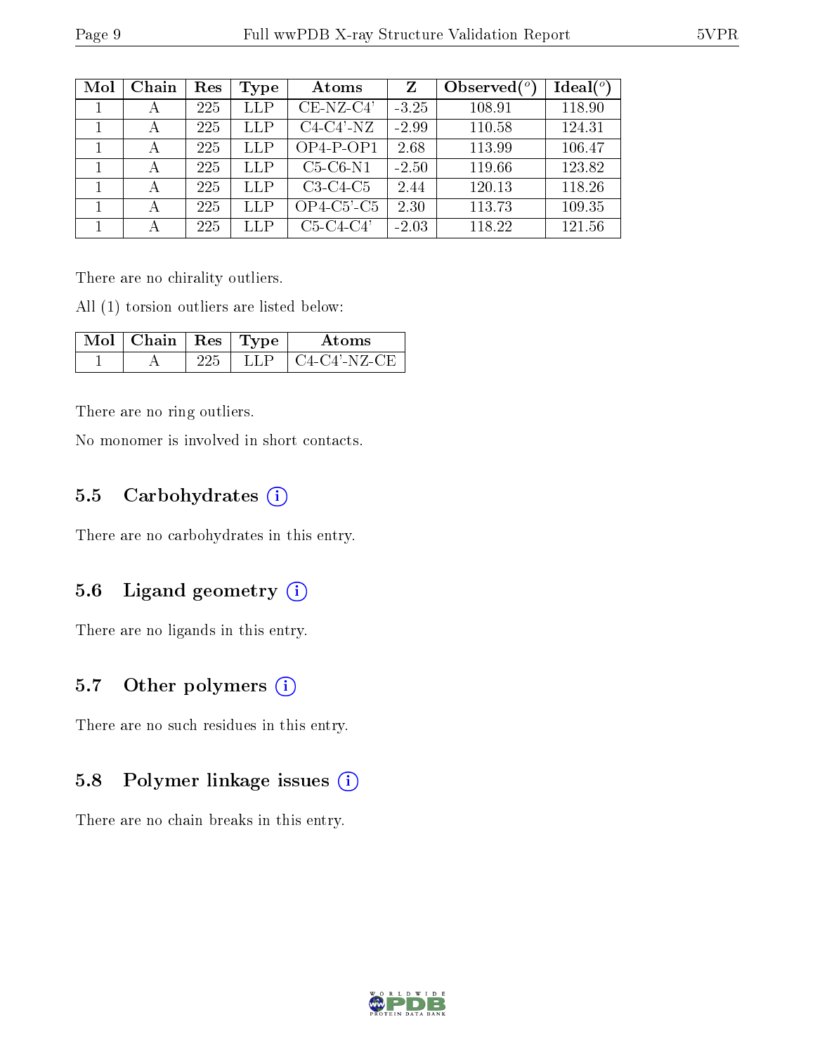| Mol | Chain | Res | Type | Atoms | Z | Observed(°) | Ideal(°) |
|---|---|---|---|---|---|---|---|
| 1 | A | 225 | LLP | CE-NZ-C4' | -3.25 | 108.91 | 118.90 |
| 1 | A | 225 | LLP | C4-C4'-NZ | -2.99 | 110.58 | 124.31 |
| 1 | A | 225 | LLP | OP4-P-OP1 | 2.68 | 113.99 | 106.47 |
| 1 | A | 225 | LLP | C5-C6-N1 | -2.50 | 119.66 | 123.82 |
| 1 | A | 225 | LLP | C3-C4-C5 | 2.44 | 120.13 | 118.26 |
| 1 | A | 225 | LLP | OP4-C5'-C5 | 2.30 | 113.73 | 109.35 |
| 1 | A | 225 | LLP | C5-C4-C4' | -2.03 | 118.22 | 121.56 |

There are no chirality outliers.

All (1) torsion outliers are listed below:

| Mol | Chain | Res | Type | Atoms |
|---|---|---|---|---|
| 1 | A | 225 | LLP | C4-C4'-NZ-CE |

There are no ring outliers.

No monomer is involved in short contacts.

### 5.5 Carbohydrates

There are no carbohydrates in this entry.

### 5.6 Ligand geometry

There are no ligands in this entry.

### 5.7 Other polymers

There are no such residues in this entry.

### 5.8 Polymer linkage issues

There are no chain breaks in this entry.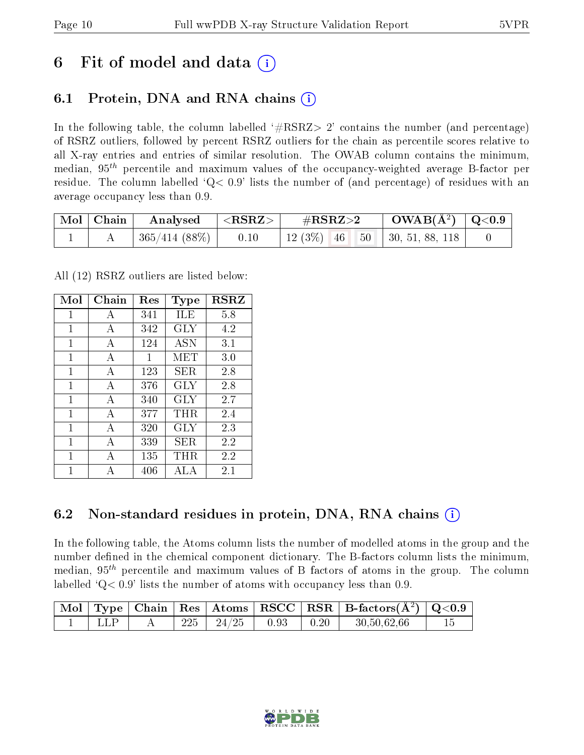# 6 Fit of model and data

## 6.1 Protein, DNA and RNA chains

In the following table, the column labelled '#RSRZ> 2' contains the number (and percentage) of RSRZ outliers, followed by percent RSRZ outliers for the chain as percentile scores relative to all X-ray entries and entries of similar resolution. The OWAB column contains the minimum, median, $95^{th}$ percentile and maximum values of the occupancy-weighted average B-factor per residue. The column labelled 'Q< 0.9' lists the number of (and percentage) of residues with an average occupancy less than 0.9.

| Mol | Chain | Analysed | <RSRZ> | #RSRZ>2 | | | OWAB(Å$^2$) | Q<0.9 |
|---|---|---|---|---|---|---|---|---|
| 1 | A | 365/414 (88%) | 0.10 | 12 (3%) | 46 | 50 | 30, 51, 88, 118 | 0 |

All (12) RSRZ outliers are listed below:

| Mol | Chain | Res | Type | RSRZ |
|---|---|---|---|---|
| 1 | A | 341 | ILE | 5.8 |
| 1 | A | 342 | GLY | 4.2 |
| 1 | A | 124 | ASN | 3.1 |
| 1 | A | 1 | MET | 3.0 |
| 1 | A | 123 | SER | 2.8 |
| 1 | A | 376 | GLY | 2.8 |
| 1 | A | 340 | GLY | 2.7 |
| 1 | A | 377 | THR | 2.4 |
| 1 | A | 320 | GLY | 2.3 |
| 1 | A | 339 | SER | 2.2 |
| 1 | A | 135 | THR | 2.2 |
| 1 | A | 406 | ALA | 2.1 |

## 6.2 Non-standard residues in protein, DNA, RNA chains

In the following table, the Atoms column lists the number of modelled atoms in the group and the number defined in the chemical component dictionary. The B-factors column lists the minimum, median, $95^{th}$ percentile and maximum values of B factors of atoms in the group. The column labelled 'Q< 0.9' lists the number of atoms with occupancy less than 0.9.

| Mol | Type | Chain | Res | Atoms | RSCC | RSR | B-factors(Å$^2$) | Q<0.9 |
|---|---|---|---|---|---|---|---|---|
| 1 | LLP | A | 225 | 24/25 | 0.93 | 0.20 | 30,50,62,66 | 15 |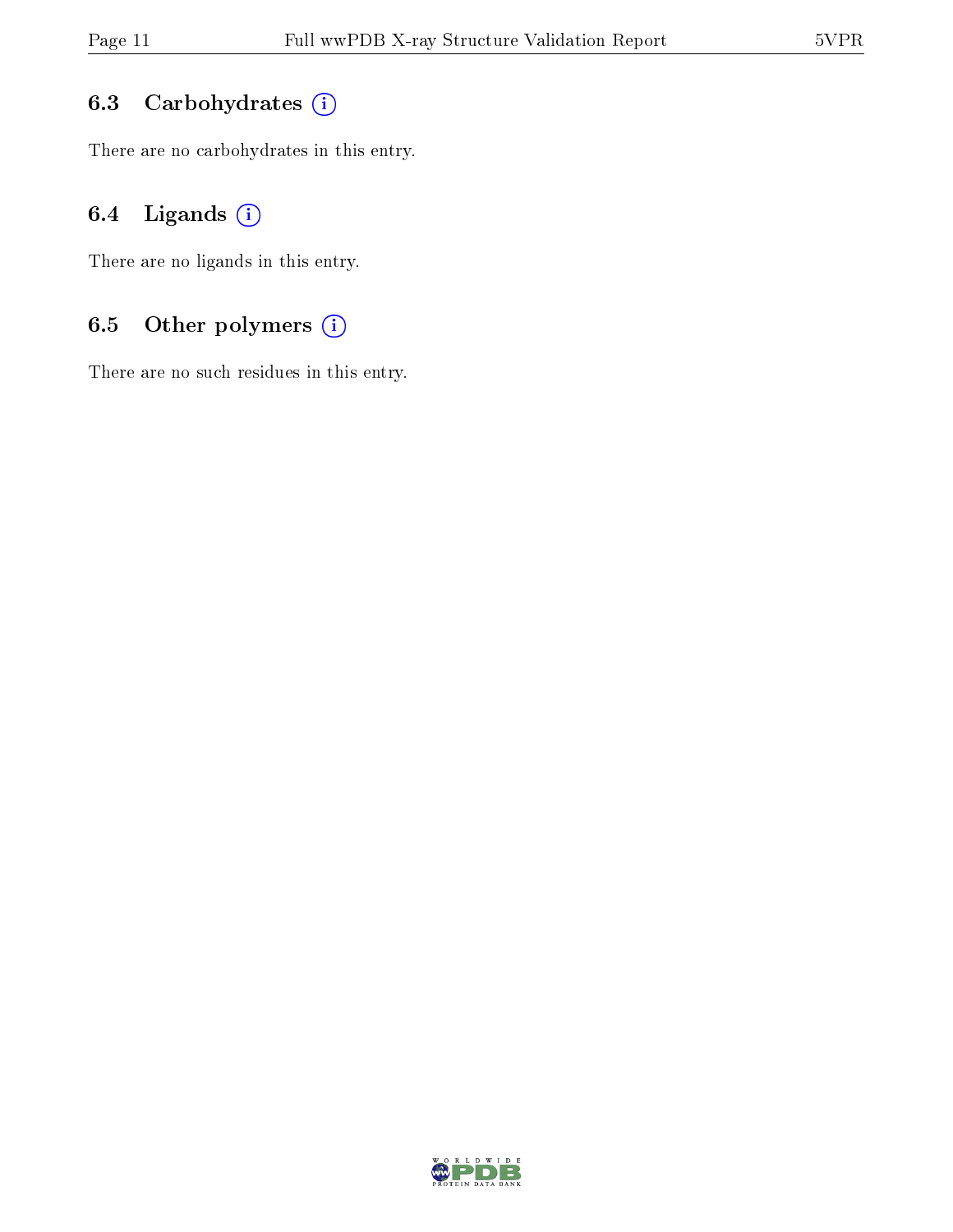## 6.3 Carbohydrates

There are no carbohydrates in this entry.

## 6.4 Ligands

There are no ligands in this entry.

## 6.5 Other polymers

There are no such residues in this entry.